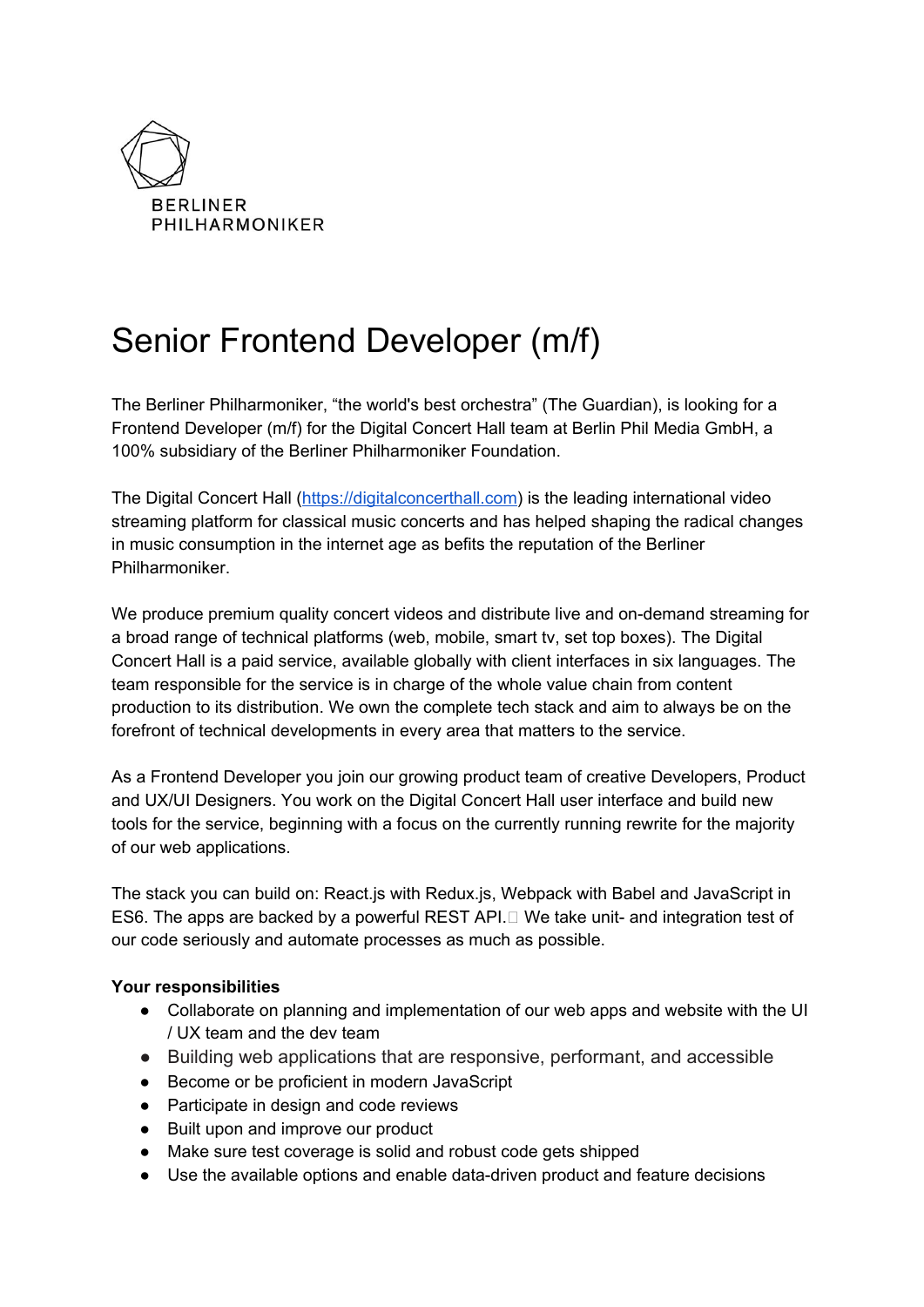BERLINER PHILHARMONIKER

# Senior Frontend Developer (m/f)

The Berliner Philharmoniker, "the world's best orchestra" (The Guardian), is looking for a Frontend Developer (m/f) for the Digital Concert Hall team at Berlin Phil Media GmbH, a 100% subsidiary of the Berliner Philharmoniker Foundation.

The Digital Concert Hall (https://digitalconcerthall.com) is the leading international video streaming platform for classical music concerts and has helped shaping the radical changes in music consumption in the internet age as befits the reputation of the Berliner Philharmoniker.

We produce premium quality concert videos and distribute live and on-demand streaming for a broad range of technical platforms (web, mobile, smart tv, set top boxes). The Digital Concert Hall is a paid service, available globally with client interfaces in six languages. The team responsible for the service is in charge of the whole value chain from content production to its distribution. We own the complete tech stack and aim to always be on the forefront of technical developments in every area that matters to the service.

As a Frontend Developer you join our growing product team of creative Developers, Product and UX/UI Designers. You work on the Digital Concert Hall user interface and build new tools for the service, beginning with a focus on the currently running rewrite for the majority of our web applications.

The stack you can build on: React.js with Redux.js, Webpack with Babel and JavaScript in ES6. The apps are backed by a powerful REST API. We take unit- and integration test of our code seriously and automate processes as much as possible.

**Your responsibilities**

- Collaborate on planning and implementation of our web apps and website with the UI / UX team and the dev team
- Building web applications that are responsive, performant, and accessible
- Become or be proficient in modern JavaScript
- Participate in design and code reviews
- Built upon and improve our product
- Make sure test coverage is solid and robust code gets shipped
- Use the available options and enable data-driven product and feature decisions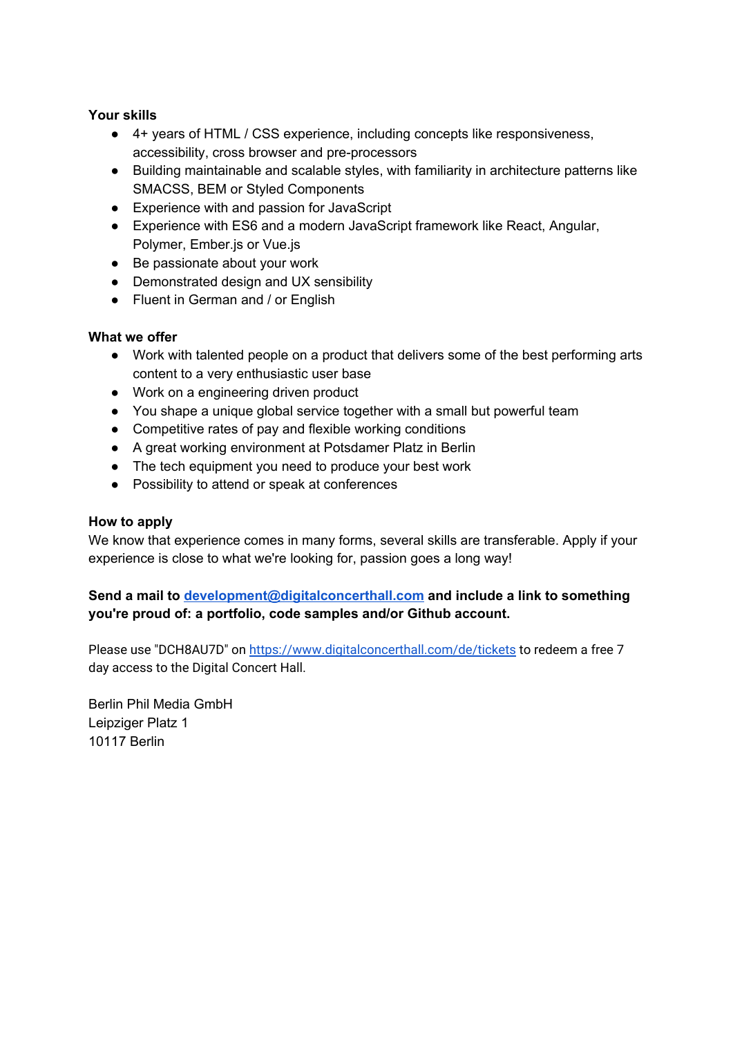**Your skills**

- 4+ years of HTML / CSS experience, including concepts like responsiveness, accessibility, cross browser and pre-processors
- Building maintainable and scalable styles, with familiarity in architecture patterns like SMACSS, BEM or Styled Components
- Experience with and passion for JavaScript
- Experience with ES6 and a modern JavaScript framework like React, Angular, Polymer, Ember.js or Vue.js
- Be passionate about your work
- Demonstrated design and UX sensibility
- Fluent in German and / or English

**What we offer**

- Work with talented people on a product that delivers some of the best performing arts content to a very enthusiastic user base
- Work on a engineering driven product
- You shape a unique global service together with a small but powerful team
- Competitive rates of pay and flexible working conditions
- A great working environment at Potsdamer Platz in Berlin
- The tech equipment you need to produce your best work
- Possibility to attend or speak at conferences

**How to apply**

We know that experience comes in many forms, several skills are transferable. Apply if your experience is close to what we're looking for, passion goes a long way!

**Send a mail to [development@digitalconcerthall.com](mailto:development@digitalconcerthall.com) and include a link to something you're proud of: a portfolio, code samples and/or Github account.**

Please use "DCH8AU7D" on [https://www.digitalconcerthall.com/de/tickets](https://www.digitalconcerthall.com/de/tickets) to redeem a free 7 day access to the Digital Concert Hall.

Berlin Phil Media GmbH
Leipziger Platz 1
10117 Berlin